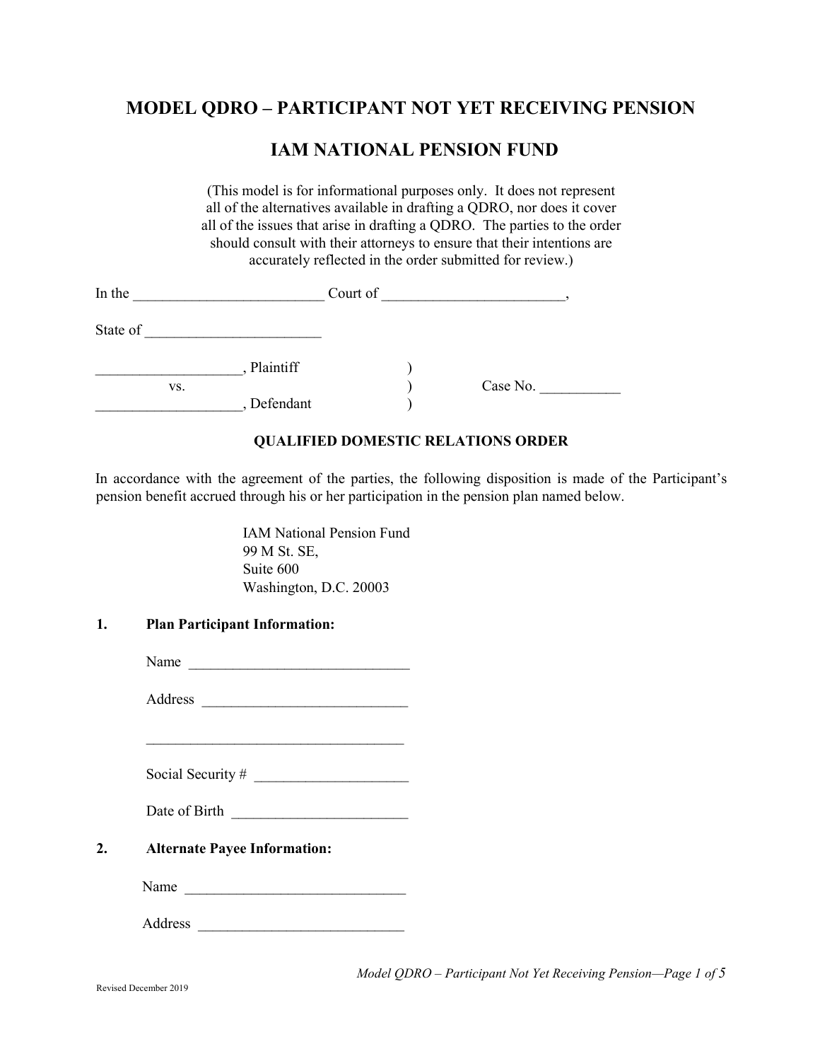# MODEL QDRO – PARTICIPANT NOT YET RECEIVING PENSION

# IAM NATIONAL PENSION FUND

(This model is for informational purposes only. It does not represent all of the alternatives available in drafting a QDRO, nor does it cover all of the issues that arise in drafting a QDRO. The parties to the order should consult with their attorneys to ensure that their intentions are accurately reflected in the order submitted for review.)

In the __________________________ Court of _________________________,

State of ________________________

____________________, Plaintiff )
vs. ) Case No. ___________
____________________, Defendant )

### QUALIFIED DOMESTIC RELATIONS ORDER

In accordance with the agreement of the parties, the following disposition is made of the Participant's pension benefit accrued through his or her participation in the pension plan named below.

IAM National Pension Fund
99 M St. SE,
Suite 600
Washington, D.C. 20003

**1. Plan Participant Information:**

Name ______________________________

Address ____________________________

___________________________________

Social Security # _____________________

Date of Birth ________________________

**2. Alternate Payee Information:**

Name ______________________________

Address ____________________________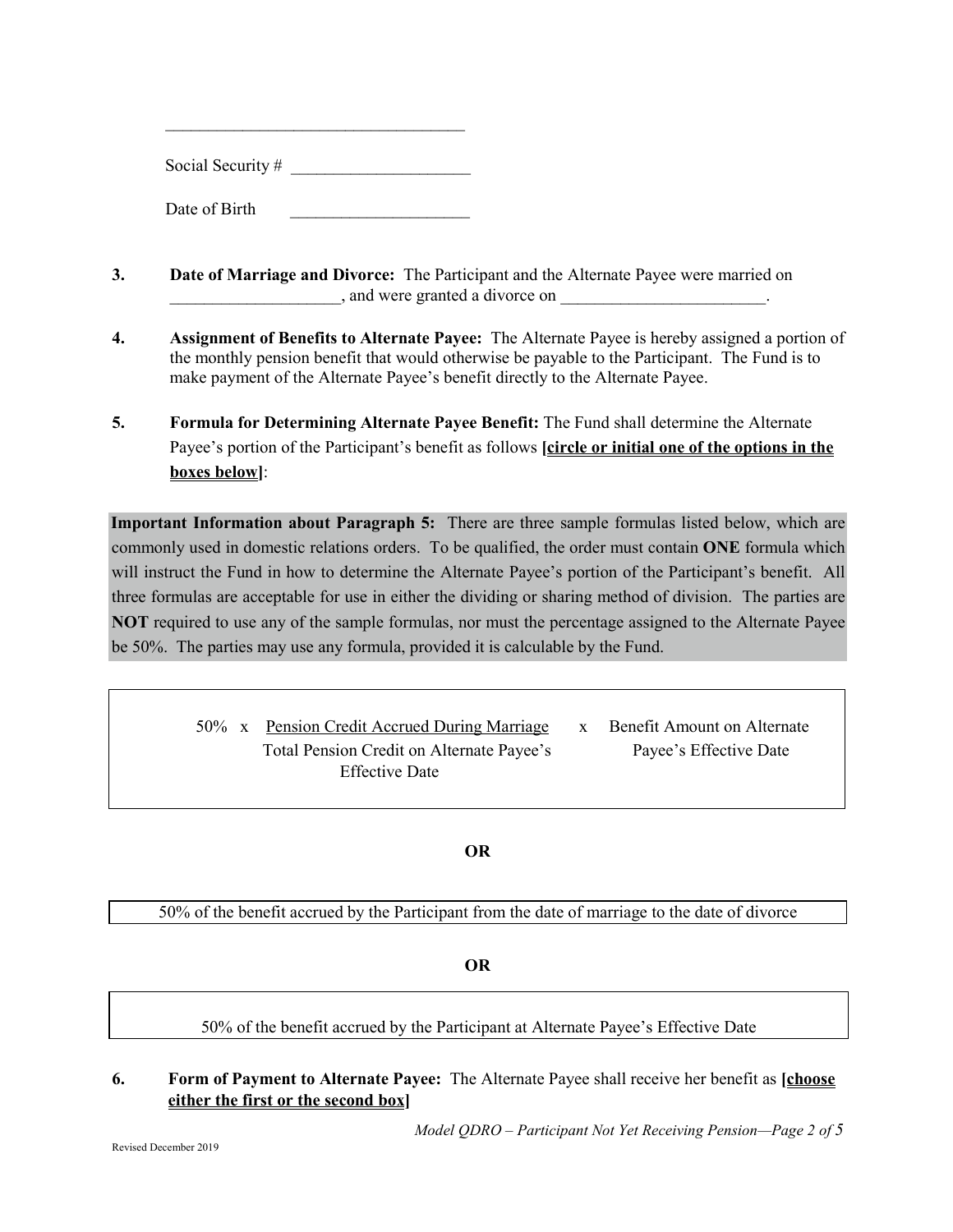___________________________________

Social Security # _____________________

Date of Birth _____________________

3. **Date of Marriage and Divorce:** The Participant and the Alternate Payee were married on ____________________, and were granted a divorce on ________________________.

4. **Assignment of Benefits to Alternate Payee:** The Alternate Payee is hereby assigned a portion of the monthly pension benefit that would otherwise be payable to the Participant. The Fund is to make payment of the Alternate Payee's benefit directly to the Alternate Payee.

5. **Formula for Determining Alternate Payee Benefit:** The Fund shall determine the Alternate Payee's portion of the Participant's benefit as follows **[circle or initial one of the options in the boxes below]**:

**Important Information about Paragraph 5:** There are three sample formulas listed below, which are commonly used in domestic relations orders. To be qualified, the order must contain **ONE** formula which will instruct the Fund in how to determine the Alternate Payee's portion of the Participant's benefit. All three formulas are acceptable for use in either the dividing or sharing method of division. The parties are **NOT** required to use any of the sample formulas, nor must the percentage assigned to the Alternate Payee be 50%. The parties may use any formula, provided it is calculable by the Fund.

$$50\% \times \frac{\text{Pension Credit Accrued During Marriage}}{\text{Total Pension Credit on Alternate Payee's Effective Date}} \times \text{Benefit Amount on Alternate Payee's Effective Date}$$

**OR**

50% of the benefit accrued by the Participant from the date of marriage to the date of divorce

**OR**

50% of the benefit accrued by the Participant at Alternate Payee's Effective Date

6. **Form of Payment to Alternate Payee:** The Alternate Payee shall receive her benefit as **[choose either the first or the second box]**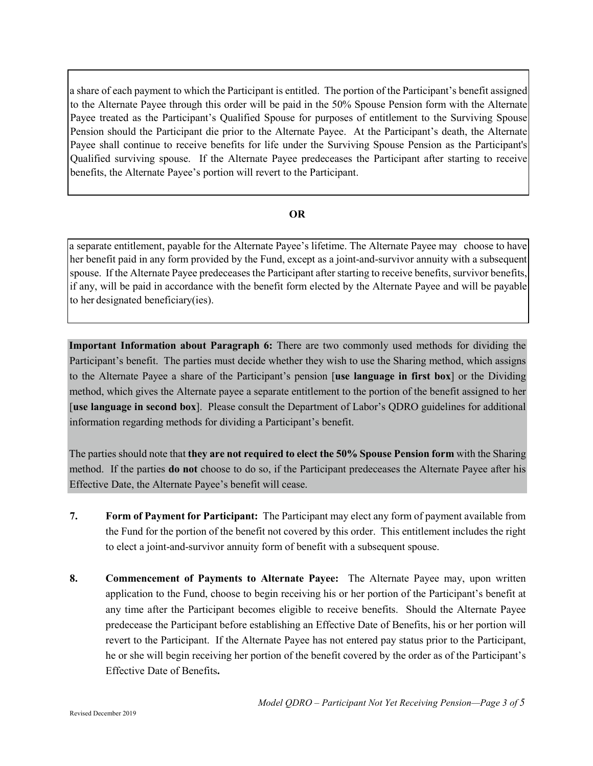a share of each payment to which the Participant is entitled. The portion of the Participant's benefit assigned to the Alternate Payee through this order will be paid in the 50% Spouse Pension form with the Alternate Payee treated as the Participant's Qualified Spouse for purposes of entitlement to the Surviving Spouse Pension should the Participant die prior to the Alternate Payee. At the Participant's death, the Alternate Payee shall continue to receive benefits for life under the Surviving Spouse Pension as the Participant's Qualified surviving spouse. If the Alternate Payee predeceases the Participant after starting to receive benefits, the Alternate Payee's portion will revert to the Participant.

**OR**

a separate entitlement, payable for the Alternate Payee's lifetime. The Alternate Payee may choose to have her benefit paid in any form provided by the Fund, except as a joint-and-survivor annuity with a subsequent spouse. If the Alternate Payee predeceases the Participant after starting to receive benefits, survivor benefits, if any, will be paid in accordance with the benefit form elected by the Alternate Payee and will be payable to her designated beneficiary(ies).

**Important Information about Paragraph 6:** There are two commonly used methods for dividing the Participant's benefit. The parties must decide whether they wish to use the Sharing method, which assigns to the Alternate Payee a share of the Participant's pension [**use language in first box**] or the Dividing method, which gives the Alternate payee a separate entitlement to the portion of the benefit assigned to her [**use language in second box**]. Please consult the Department of Labor's QDRO guidelines for additional information regarding methods for dividing a Participant's benefit.

The parties should note that **they are not required to elect the 50% Spouse Pension form** with the Sharing method. If the parties **do not** choose to do so, if the Participant predeceases the Alternate Payee after his Effective Date, the Alternate Payee's benefit will cease.

**7.** **Form of Payment for Participant:** The Participant may elect any form of payment available from the Fund for the portion of the benefit not covered by this order. This entitlement includes the right to elect a joint-and-survivor annuity form of benefit with a subsequent spouse.

**8.** **Commencement of Payments to Alternate Payee:** The Alternate Payee may, upon written application to the Fund, choose to begin receiving his or her portion of the Participant's benefit at any time after the Participant becomes eligible to receive benefits. Should the Alternate Payee predecease the Participant before establishing an Effective Date of Benefits, his or her portion will revert to the Participant. If the Alternate Payee has not entered pay status prior to the Participant, he or she will begin receiving her portion of the benefit covered by the order as of the Participant's Effective Date of Benefits**.**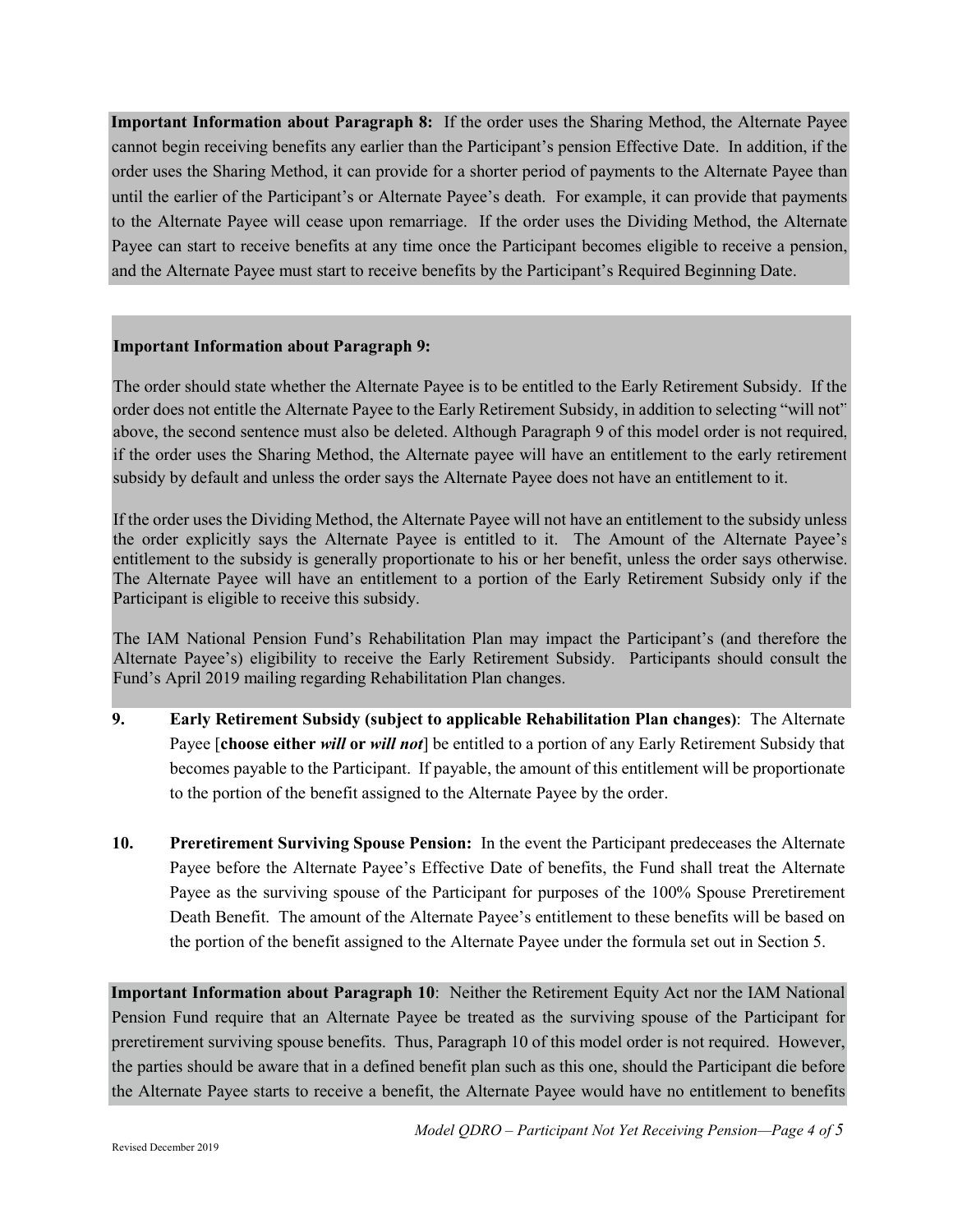**Important Information about Paragraph 8:** If the order uses the Sharing Method, the Alternate Payee cannot begin receiving benefits any earlier than the Participant's pension Effective Date. In addition, if the order uses the Sharing Method, it can provide for a shorter period of payments to the Alternate Payee than until the earlier of the Participant's or Alternate Payee's death. For example, it can provide that payments to the Alternate Payee will cease upon remarriage. If the order uses the Dividing Method, the Alternate Payee can start to receive benefits at any time once the Participant becomes eligible to receive a pension, and the Alternate Payee must start to receive benefits by the Participant's Required Beginning Date.

**Important Information about Paragraph 9:**

The order should state whether the Alternate Payee is to be entitled to the Early Retirement Subsidy. If the order does not entitle the Alternate Payee to the Early Retirement Subsidy, in addition to selecting "will not" above, the second sentence must also be deleted. Although Paragraph 9 of this model order is not required, if the order uses the Sharing Method, the Alternate payee will have an entitlement to the early retirement subsidy by default and unless the order says the Alternate Payee does not have an entitlement to it.

If the order uses the Dividing Method, the Alternate Payee will not have an entitlement to the subsidy unless the order explicitly says the Alternate Payee is entitled to it. The Amount of the Alternate Payee's entitlement to the subsidy is generally proportionate to his or her benefit, unless the order says otherwise. The Alternate Payee will have an entitlement to a portion of the Early Retirement Subsidy only if the Participant is eligible to receive this subsidy.

The IAM National Pension Fund's Rehabilitation Plan may impact the Participant's (and therefore the Alternate Payee's) eligibility to receive the Early Retirement Subsidy. Participants should consult the Fund's April 2019 mailing regarding Rehabilitation Plan changes.

**9. Early Retirement Subsidy (subject to applicable Rehabilitation Plan changes)**: The Alternate Payee [**choose either *will* or *will not***] be entitled to a portion of any Early Retirement Subsidy that becomes payable to the Participant. If payable, the amount of this entitlement will be proportionate to the portion of the benefit assigned to the Alternate Payee by the order.

**10. Preretirement Surviving Spouse Pension:** In the event the Participant predeceases the Alternate Payee before the Alternate Payee's Effective Date of benefits, the Fund shall treat the Alternate Payee as the surviving spouse of the Participant for purposes of the 100% Spouse Preretirement Death Benefit. The amount of the Alternate Payee's entitlement to these benefits will be based on the portion of the benefit assigned to the Alternate Payee under the formula set out in Section 5.

**Important Information about Paragraph 10**: Neither the Retirement Equity Act nor the IAM National Pension Fund require that an Alternate Payee be treated as the surviving spouse of the Participant for preretirement surviving spouse benefits. Thus, Paragraph 10 of this model order is not required. However, the parties should be aware that in a defined benefit plan such as this one, should the Participant die before the Alternate Payee starts to receive a benefit, the Alternate Payee would have no entitlement to benefits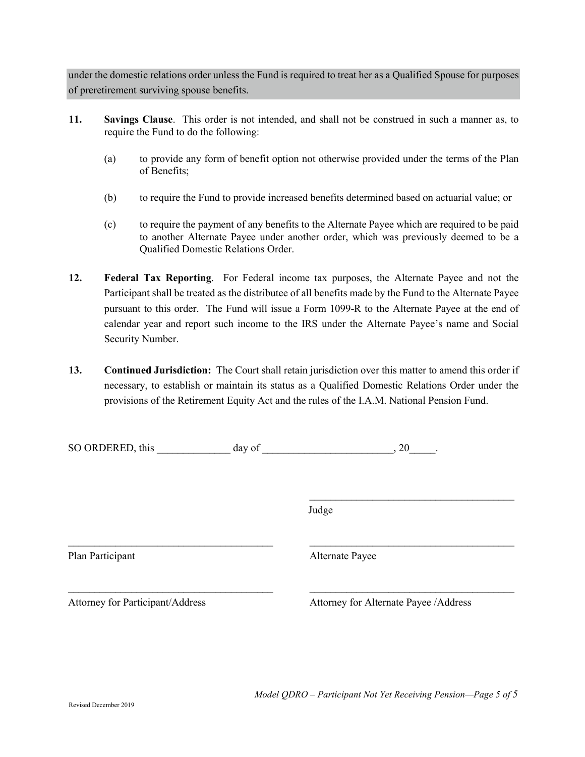under the domestic relations order unless the Fund is required to treat her as a Qualified Spouse for purposes of preretirement surviving spouse benefits.

**11. Savings Clause**. This order is not intended, and shall not be construed in such a manner as, to require the Fund to do the following:

(a) to provide any form of benefit option not otherwise provided under the terms of the Plan of Benefits;

(b) to require the Fund to provide increased benefits determined based on actuarial value; or

(c) to require the payment of any benefits to the Alternate Payee which are required to be paid to another Alternate Payee under another order, which was previously deemed to be a Qualified Domestic Relations Order.

**12. Federal Tax Reporting**. For Federal income tax purposes, the Alternate Payee and not the Participant shall be treated as the distributee of all benefits made by the Fund to the Alternate Payee pursuant to this order. The Fund will issue a Form 1099-R to the Alternate Payee at the end of calendar year and report such income to the IRS under the Alternate Payee's name and Social Security Number.

**13. Continued Jurisdiction:** The Court shall retain jurisdiction over this matter to amend this order if necessary, to establish or maintain its status as a Qualified Domestic Relations Order under the provisions of the Retirement Equity Act and the rules of the I.A.M. National Pension Fund.

SO ORDERED, this ______________ day of _________________________, 20_____.

________________________________________
Judge

________________________________________
Plan Participant

________________________________________
Alternate Payee

________________________________________
Attorney for Participant/Address

________________________________________
Attorney for Alternate Payee /Address

Revised December 2019